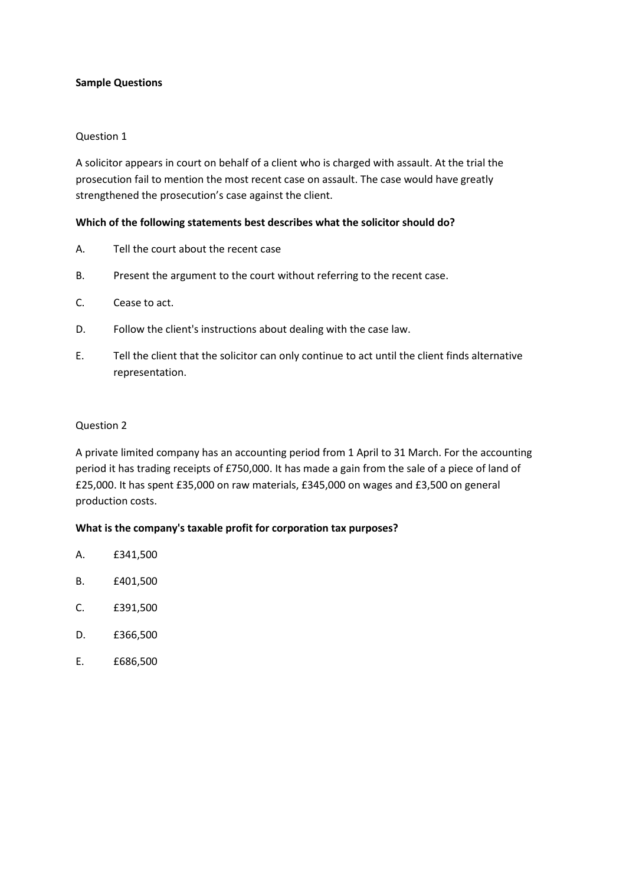**Sample Questions**

Question 1

A solicitor appears in court on behalf of a client who is charged with assault. At the trial the prosecution fail to mention the most recent case on assault. The case would have greatly strengthened the prosecution's case against the client.

**Which of the following statements best describes what the solicitor should do?**

A. Tell the court about the recent case

B. Present the argument to the court without referring to the recent case.

C. Cease to act.

D. Follow the client's instructions about dealing with the case law.

E. Tell the client that the solicitor can only continue to act until the client finds alternative representation.

Question 2

A private limited company has an accounting period from 1 April to 31 March. For the accounting period it has trading receipts of £750,000. It has made a gain from the sale of a piece of land of £25,000. It has spent £35,000 on raw materials, £345,000 on wages and £3,500 on general production costs.

**What is the company's taxable profit for corporation tax purposes?**

A. £341,500

B. £401,500

C. £391,500

D. £366,500

E. £686,500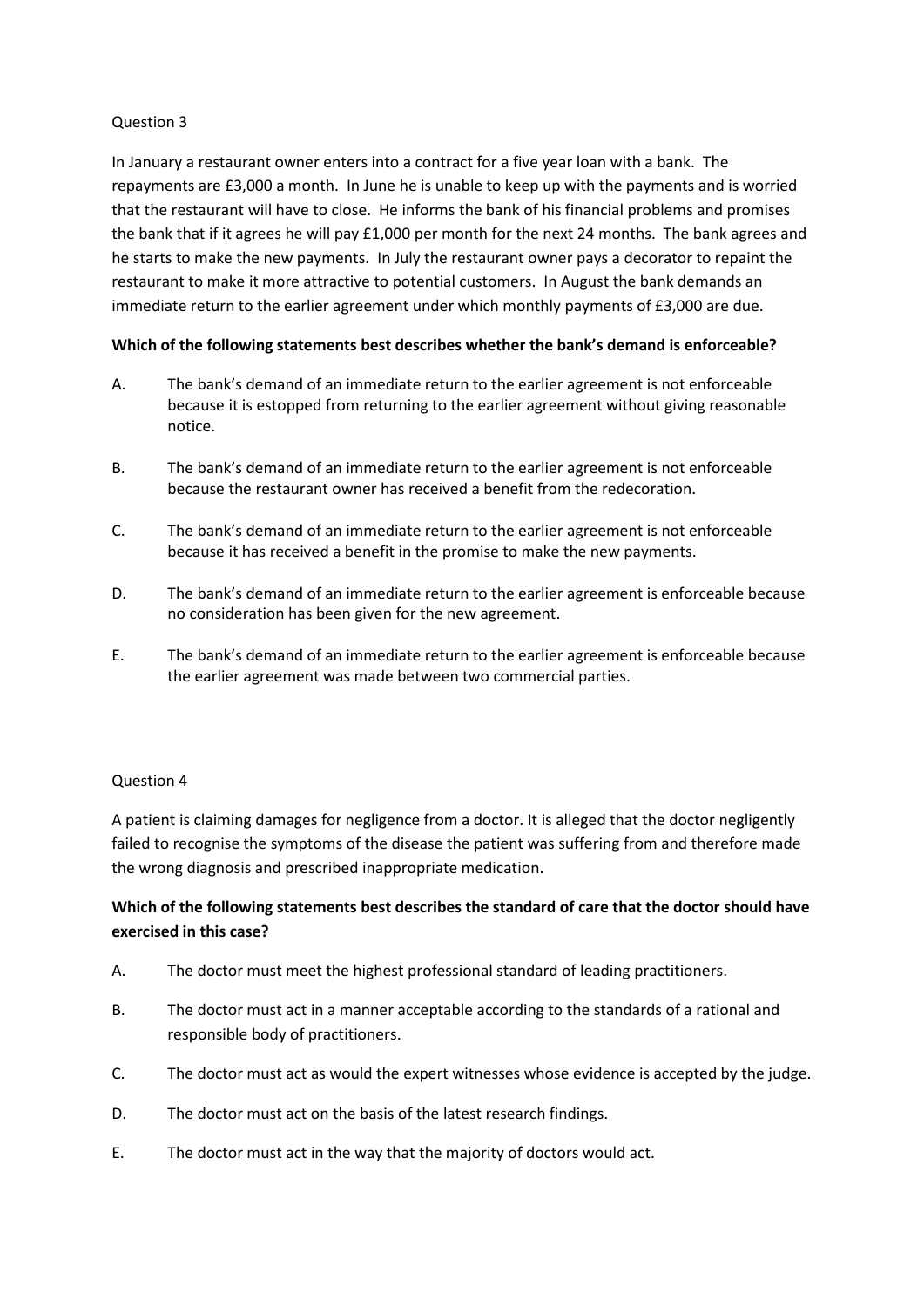Question 3

In January a restaurant owner enters into a contract for a five year loan with a bank. The repayments are £3,000 a month. In June he is unable to keep up with the payments and is worried that the restaurant will have to close. He informs the bank of his financial problems and promises the bank that if it agrees he will pay £1,000 per month for the next 24 months. The bank agrees and he starts to make the new payments. In July the restaurant owner pays a decorator to repaint the restaurant to make it more attractive to potential customers. In August the bank demands an immediate return to the earlier agreement under which monthly payments of £3,000 are due.

**Which of the following statements best describes whether the bank's demand is enforceable?**

A. The bank's demand of an immediate return to the earlier agreement is not enforceable because it is estopped from returning to the earlier agreement without giving reasonable notice.

B. The bank's demand of an immediate return to the earlier agreement is not enforceable because the restaurant owner has received a benefit from the redecoration.

C. The bank's demand of an immediate return to the earlier agreement is not enforceable because it has received a benefit in the promise to make the new payments.

D. The bank's demand of an immediate return to the earlier agreement is enforceable because no consideration has been given for the new agreement.

E. The bank's demand of an immediate return to the earlier agreement is enforceable because the earlier agreement was made between two commercial parties.

Question 4

A patient is claiming damages for negligence from a doctor. It is alleged that the doctor negligently failed to recognise the symptoms of the disease the patient was suffering from and therefore made the wrong diagnosis and prescribed inappropriate medication.

**Which of the following statements best describes the standard of care that the doctor should have exercised in this case?**

A. The doctor must meet the highest professional standard of leading practitioners.

B. The doctor must act in a manner acceptable according to the standards of a rational and responsible body of practitioners.

C. The doctor must act as would the expert witnesses whose evidence is accepted by the judge.

D. The doctor must act on the basis of the latest research findings.

E. The doctor must act in the way that the majority of doctors would act.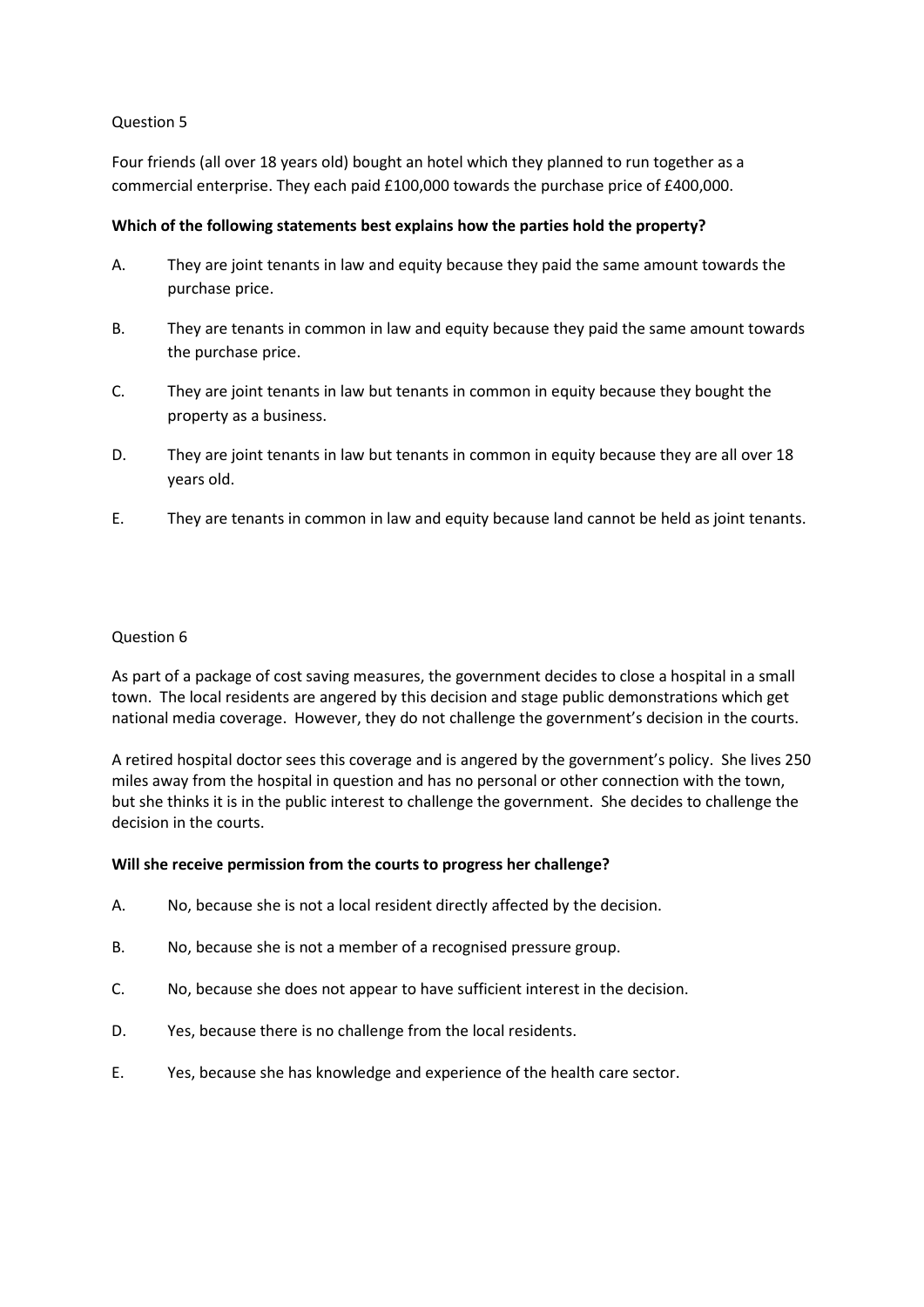Question 5

Four friends (all over 18 years old) bought an hotel which they planned to run together as a commercial enterprise. They each paid £100,000 towards the purchase price of £400,000.

**Which of the following statements best explains how the parties hold the property?**

A. They are joint tenants in law and equity because they paid the same amount towards the purchase price.

B. They are tenants in common in law and equity because they paid the same amount towards the purchase price.

C. They are joint tenants in law but tenants in common in equity because they bought the property as a business.

D. They are joint tenants in law but tenants in common in equity because they are all over 18 years old.

E. They are tenants in common in law and equity because land cannot be held as joint tenants.

Question 6

As part of a package of cost saving measures, the government decides to close a hospital in a small town. The local residents are angered by this decision and stage public demonstrations which get national media coverage. However, they do not challenge the government's decision in the courts.

A retired hospital doctor sees this coverage and is angered by the government's policy. She lives 250 miles away from the hospital in question and has no personal or other connection with the town, but she thinks it is in the public interest to challenge the government. She decides to challenge the decision in the courts.

**Will she receive permission from the courts to progress her challenge?**

A. No, because she is not a local resident directly affected by the decision.

B. No, because she is not a member of a recognised pressure group.

C. No, because she does not appear to have sufficient interest in the decision.

D. Yes, because there is no challenge from the local residents.

E. Yes, because she has knowledge and experience of the health care sector.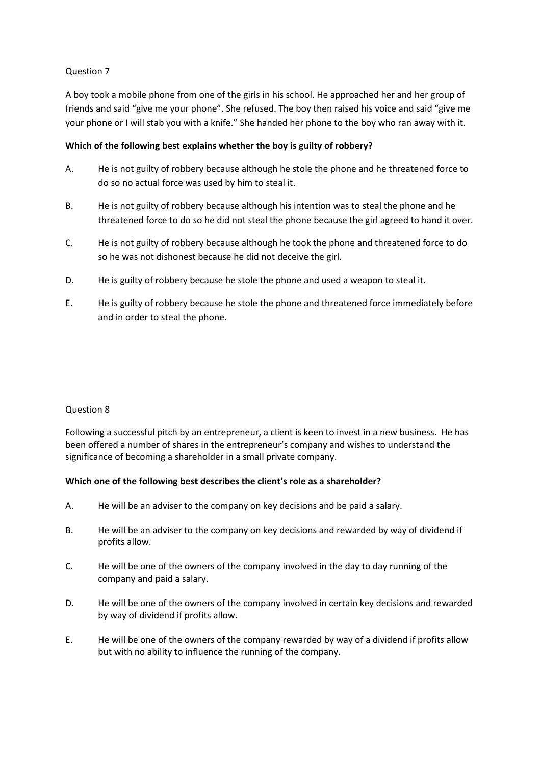Question 7

A boy took a mobile phone from one of the girls in his school. He approached her and her group of friends and said "give me your phone". She refused. The boy then raised his voice and said "give me your phone or I will stab you with a knife." She handed her phone to the boy who ran away with it.

**Which of the following best explains whether the boy is guilty of robbery?**

A. He is not guilty of robbery because although he stole the phone and he threatened force to do so no actual force was used by him to steal it.

B. He is not guilty of robbery because although his intention was to steal the phone and he threatened force to do so he did not steal the phone because the girl agreed to hand it over.

C. He is not guilty of robbery because although he took the phone and threatened force to do so he was not dishonest because he did not deceive the girl.

D. He is guilty of robbery because he stole the phone and used a weapon to steal it.

E. He is guilty of robbery because he stole the phone and threatened force immediately before and in order to steal the phone.

Question 8

Following a successful pitch by an entrepreneur, a client is keen to invest in a new business. He has been offered a number of shares in the entrepreneur's company and wishes to understand the significance of becoming a shareholder in a small private company.

**Which one of the following best describes the client's role as a shareholder?**

A. He will be an adviser to the company on key decisions and be paid a salary.

B. He will be an adviser to the company on key decisions and rewarded by way of dividend if profits allow.

C. He will be one of the owners of the company involved in the day to day running of the company and paid a salary.

D. He will be one of the owners of the company involved in certain key decisions and rewarded by way of dividend if profits allow.

E. He will be one of the owners of the company rewarded by way of a dividend if profits allow but with no ability to influence the running of the company.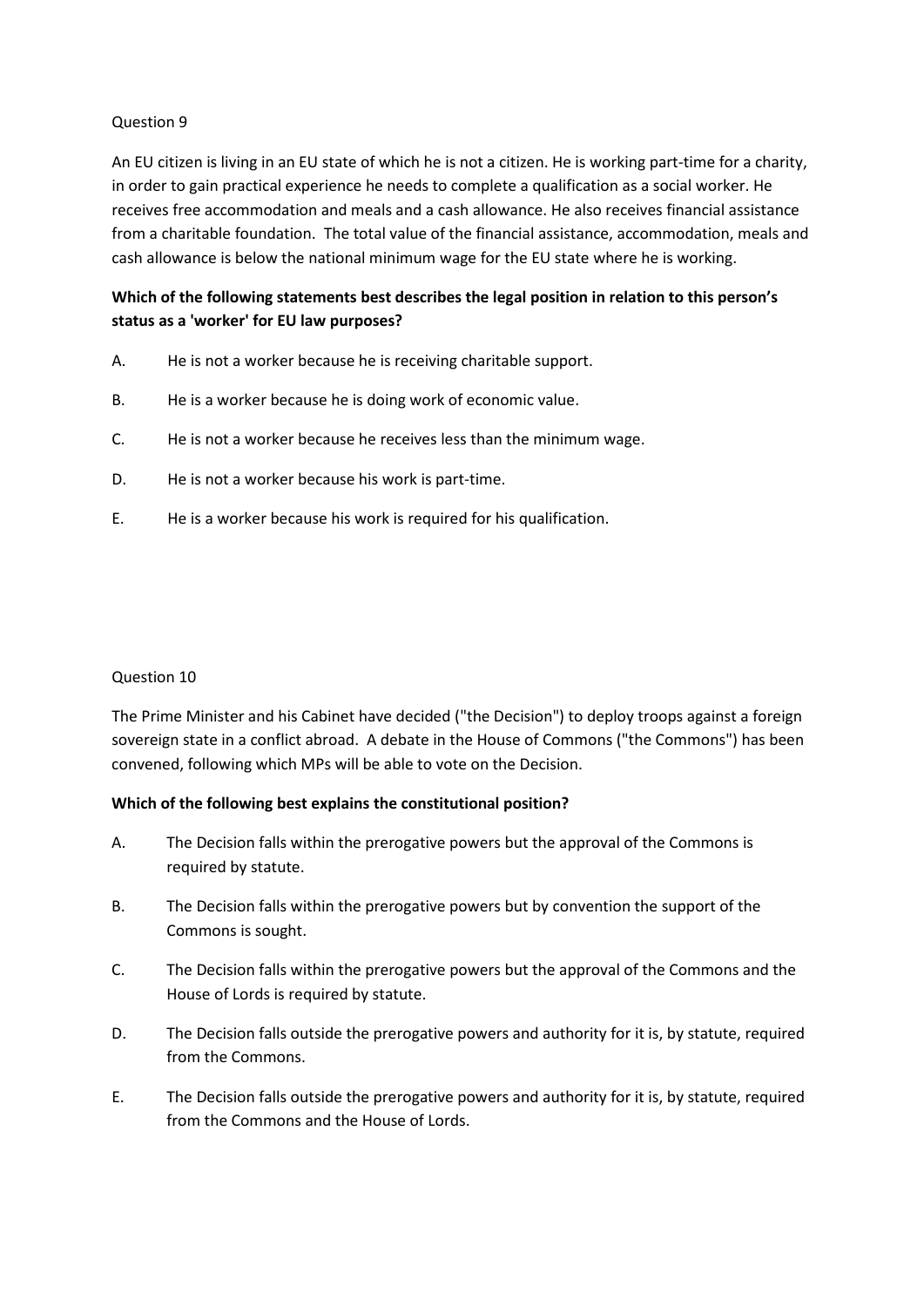Question 9

An EU citizen is living in an EU state of which he is not a citizen. He is working part-time for a charity, in order to gain practical experience he needs to complete a qualification as a social worker. He receives free accommodation and meals and a cash allowance. He also receives financial assistance from a charitable foundation. The total value of the financial assistance, accommodation, meals and cash allowance is below the national minimum wage for the EU state where he is working.

**Which of the following statements best describes the legal position in relation to this person's status as a 'worker' for EU law purposes?**

A. He is not a worker because he is receiving charitable support.

B. He is a worker because he is doing work of economic value.

C. He is not a worker because he receives less than the minimum wage.

D. He is not a worker because his work is part-time.

E. He is a worker because his work is required for his qualification.

Question 10

The Prime Minister and his Cabinet have decided ("the Decision") to deploy troops against a foreign sovereign state in a conflict abroad. A debate in the House of Commons ("the Commons") has been convened, following which MPs will be able to vote on the Decision.

**Which of the following best explains the constitutional position?**

A. The Decision falls within the prerogative powers but the approval of the Commons is required by statute.

B. The Decision falls within the prerogative powers but by convention the support of the Commons is sought.

C. The Decision falls within the prerogative powers but the approval of the Commons and the House of Lords is required by statute.

D. The Decision falls outside the prerogative powers and authority for it is, by statute, required from the Commons.

E. The Decision falls outside the prerogative powers and authority for it is, by statute, required from the Commons and the House of Lords.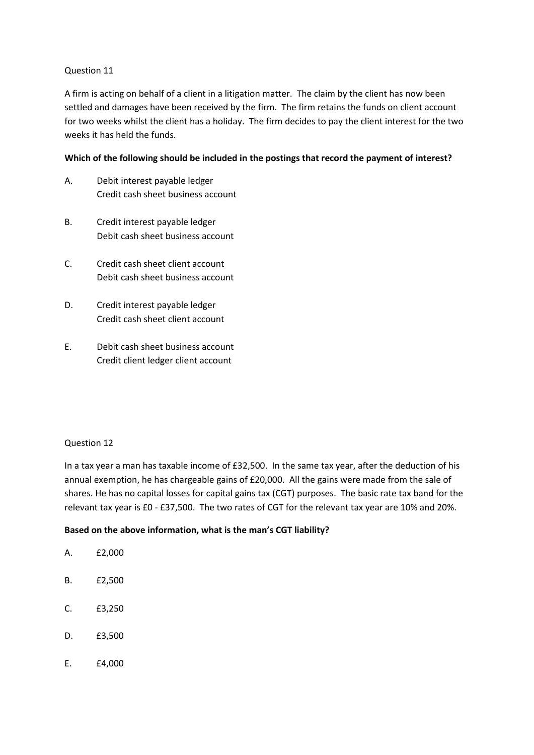Question 11

A firm is acting on behalf of a client in a litigation matter. The claim by the client has now been settled and damages have been received by the firm. The firm retains the funds on client account for two weeks whilst the client has a holiday. The firm decides to pay the client interest for the two weeks it has held the funds.

**Which of the following should be included in the postings that record the payment of interest?**

A. Debit interest payable ledger
Credit cash sheet business account

B. Credit interest payable ledger
Debit cash sheet business account

C. Credit cash sheet client account
Debit cash sheet business account

D. Credit interest payable ledger
Credit cash sheet client account

E. Debit cash sheet business account
Credit client ledger client account

Question 12

In a tax year a man has taxable income of £32,500. In the same tax year, after the deduction of his annual exemption, he has chargeable gains of £20,000. All the gains were made from the sale of shares. He has no capital losses for capital gains tax (CGT) purposes. The basic rate tax band for the relevant tax year is £0 - £37,500. The two rates of CGT for the relevant tax year are 10% and 20%.

**Based on the above information, what is the man's CGT liability?**

A. £2,000

B. £2,500

C. £3,250

D. £3,500

E. £4,000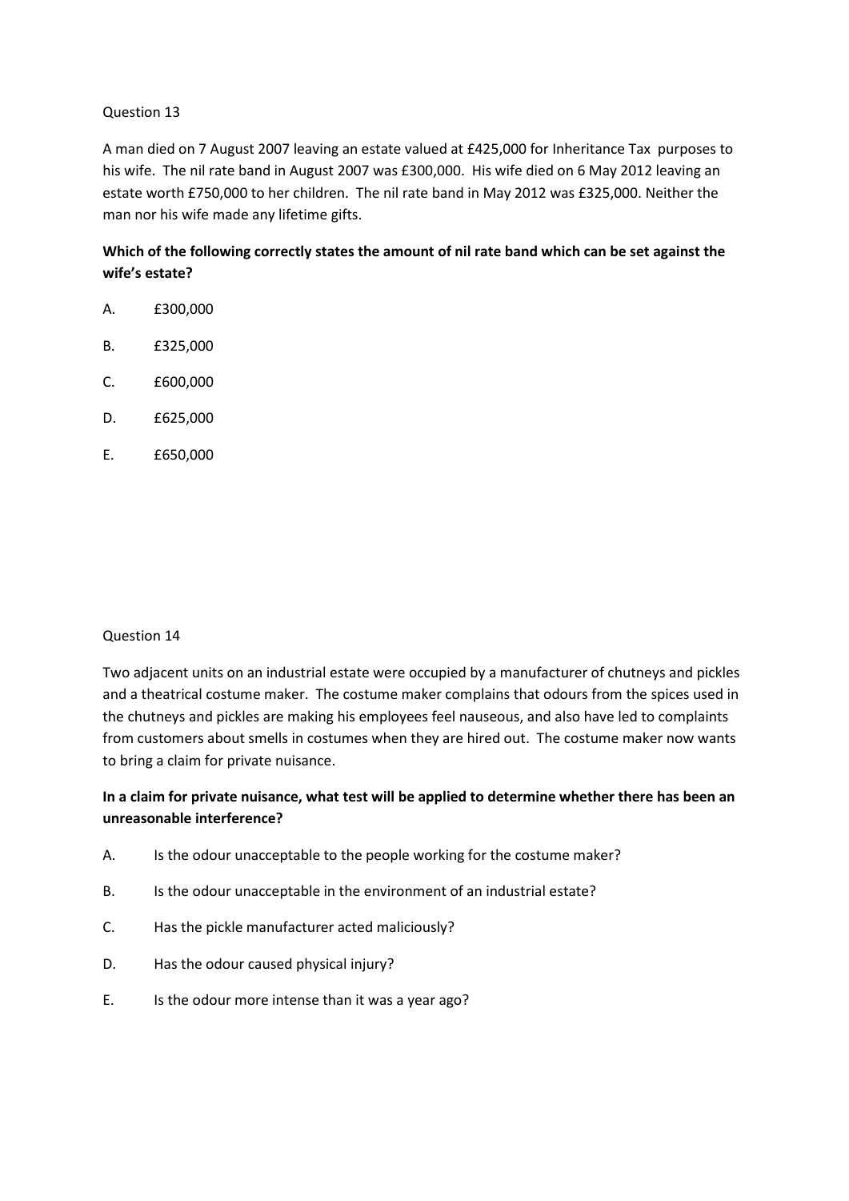Question 13

A man died on 7 August 2007 leaving an estate valued at £425,000 for Inheritance Tax purposes to his wife. The nil rate band in August 2007 was £300,000. His wife died on 6 May 2012 leaving an estate worth £750,000 to her children. The nil rate band in May 2012 was £325,000. Neither the man nor his wife made any lifetime gifts.

**Which of the following correctly states the amount of nil rate band which can be set against the wife's estate?**

A. £300,000

B. £325,000

C. £600,000

D. £625,000

E. £650,000

Question 14

Two adjacent units on an industrial estate were occupied by a manufacturer of chutneys and pickles and a theatrical costume maker. The costume maker complains that odours from the spices used in the chutneys and pickles are making his employees feel nauseous, and also have led to complaints from customers about smells in costumes when they are hired out. The costume maker now wants to bring a claim for private nuisance.

**In a claim for private nuisance, what test will be applied to determine whether there has been an unreasonable interference?**

A. Is the odour unacceptable to the people working for the costume maker?

B. Is the odour unacceptable in the environment of an industrial estate?

C. Has the pickle manufacturer acted maliciously?

D. Has the odour caused physical injury?

E. Is the odour more intense than it was a year ago?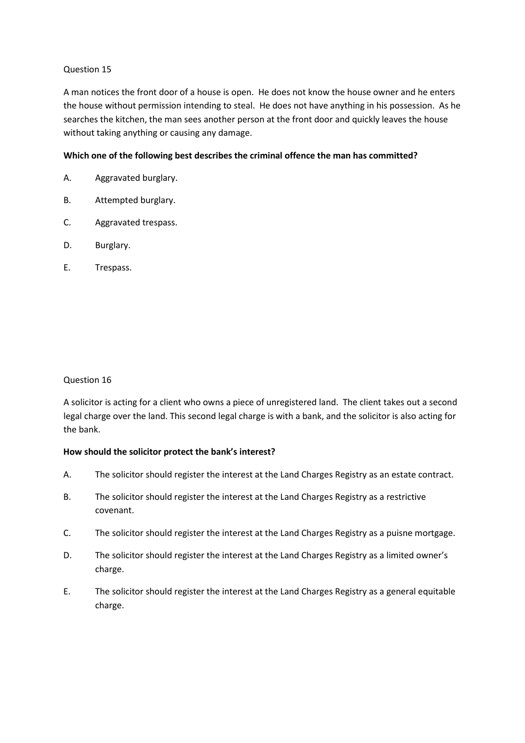Question 15

A man notices the front door of a house is open. He does not know the house owner and he enters the house without permission intending to steal. He does not have anything in his possession. As he searches the kitchen, the man sees another person at the front door and quickly leaves the house without taking anything or causing any damage.

**Which one of the following best describes the criminal offence the man has committed?**

A. Aggravated burglary.

B. Attempted burglary.

C. Aggravated trespass.

D. Burglary.

E. Trespass.

Question 16

A solicitor is acting for a client who owns a piece of unregistered land. The client takes out a second legal charge over the land. This second legal charge is with a bank, and the solicitor is also acting for the bank.

**How should the solicitor protect the bank's interest?**

A. The solicitor should register the interest at the Land Charges Registry as an estate contract.

B. The solicitor should register the interest at the Land Charges Registry as a restrictive covenant.

C. The solicitor should register the interest at the Land Charges Registry as a puisne mortgage.

D. The solicitor should register the interest at the Land Charges Registry as a limited owner's charge.

E. The solicitor should register the interest at the Land Charges Registry as a general equitable charge.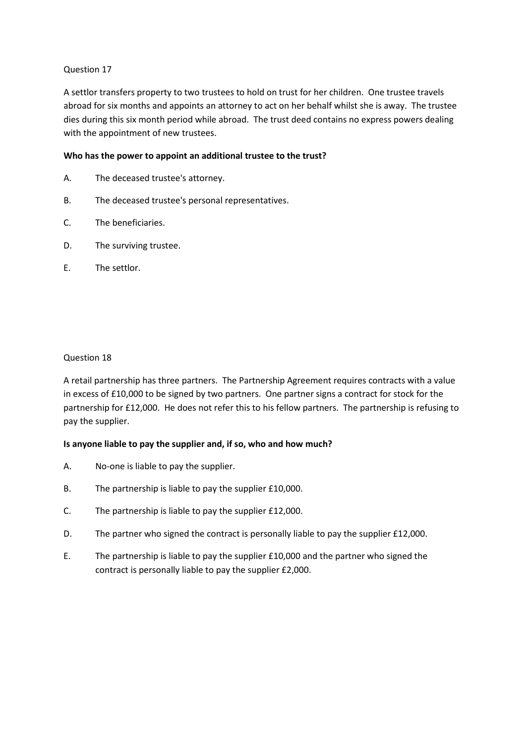Question 17

A settlor transfers property to two trustees to hold on trust for her children. One trustee travels abroad for six months and appoints an attorney to act on her behalf whilst she is away. The trustee dies during this six month period while abroad. The trust deed contains no express powers dealing with the appointment of new trustees.

**Who has the power to appoint an additional trustee to the trust?**

A. The deceased trustee's attorney.

B. The deceased trustee's personal representatives.

C. The beneficiaries.

D. The surviving trustee.

E. The settlor.

Question 18

A retail partnership has three partners. The Partnership Agreement requires contracts with a value in excess of £10,000 to be signed by two partners. One partner signs a contract for stock for the partnership for £12,000. He does not refer this to his fellow partners. The partnership is refusing to pay the supplier.

**Is anyone liable to pay the supplier and, if so, who and how much?**

A. No-one is liable to pay the supplier.

B. The partnership is liable to pay the supplier £10,000.

C. The partnership is liable to pay the supplier £12,000.

D. The partner who signed the contract is personally liable to pay the supplier £12,000.

E. The partnership is liable to pay the supplier £10,000 and the partner who signed the contract is personally liable to pay the supplier £2,000.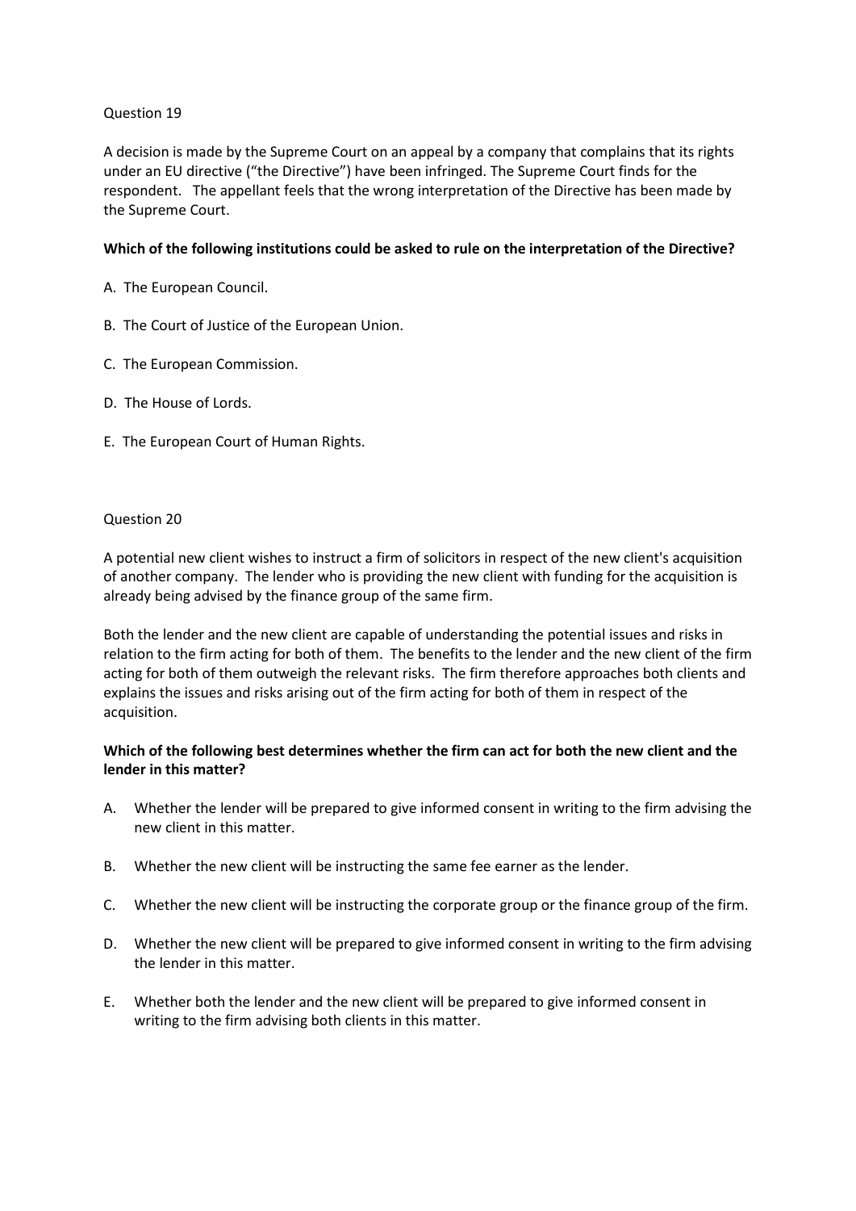Question 19

A decision is made by the Supreme Court on an appeal by a company that complains that its rights under an EU directive ("the Directive") have been infringed. The Supreme Court finds for the respondent. The appellant feels that the wrong interpretation of the Directive has been made by the Supreme Court.

**Which of the following institutions could be asked to rule on the interpretation of the Directive?**

A. The European Council.

B. The Court of Justice of the European Union.

C. The European Commission.

D. The House of Lords.

E. The European Court of Human Rights.

Question 20

A potential new client wishes to instruct a firm of solicitors in respect of the new client's acquisition of another company. The lender who is providing the new client with funding for the acquisition is already being advised by the finance group of the same firm.

Both the lender and the new client are capable of understanding the potential issues and risks in relation to the firm acting for both of them. The benefits to the lender and the new client of the firm acting for both of them outweigh the relevant risks. The firm therefore approaches both clients and explains the issues and risks arising out of the firm acting for both of them in respect of the acquisition.

**Which of the following best determines whether the firm can act for both the new client and the lender in this matter?**

A. Whether the lender will be prepared to give informed consent in writing to the firm advising the new client in this matter.

B. Whether the new client will be instructing the same fee earner as the lender.

C. Whether the new client will be instructing the corporate group or the finance group of the firm.

D. Whether the new client will be prepared to give informed consent in writing to the firm advising the lender in this matter.

E. Whether both the lender and the new client will be prepared to give informed consent in writing to the firm advising both clients in this matter.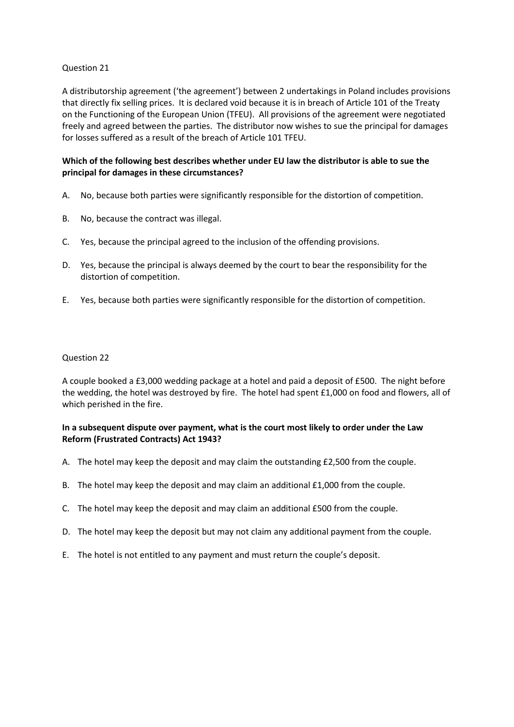Question 21

A distributorship agreement ('the agreement') between 2 undertakings in Poland includes provisions that directly fix selling prices. It is declared void because it is in breach of Article 101 of the Treaty on the Functioning of the European Union (TFEU). All provisions of the agreement were negotiated freely and agreed between the parties. The distributor now wishes to sue the principal for damages for losses suffered as a result of the breach of Article 101 TFEU.

**Which of the following best describes whether under EU law the distributor is able to sue the principal for damages in these circumstances?**

A. No, because both parties were significantly responsible for the distortion of competition.

B. No, because the contract was illegal.

C. Yes, because the principal agreed to the inclusion of the offending provisions.

D. Yes, because the principal is always deemed by the court to bear the responsibility for the distortion of competition.

E. Yes, because both parties were significantly responsible for the distortion of competition.

Question 22

A couple booked a £3,000 wedding package at a hotel and paid a deposit of £500. The night before the wedding, the hotel was destroyed by fire. The hotel had spent £1,000 on food and flowers, all of which perished in the fire.

**In a subsequent dispute over payment, what is the court most likely to order under the Law Reform (Frustrated Contracts) Act 1943?**

A. The hotel may keep the deposit and may claim the outstanding £2,500 from the couple.

B. The hotel may keep the deposit and may claim an additional £1,000 from the couple.

C. The hotel may keep the deposit and may claim an additional £500 from the couple.

D. The hotel may keep the deposit but may not claim any additional payment from the couple.

E. The hotel is not entitled to any payment and must return the couple's deposit.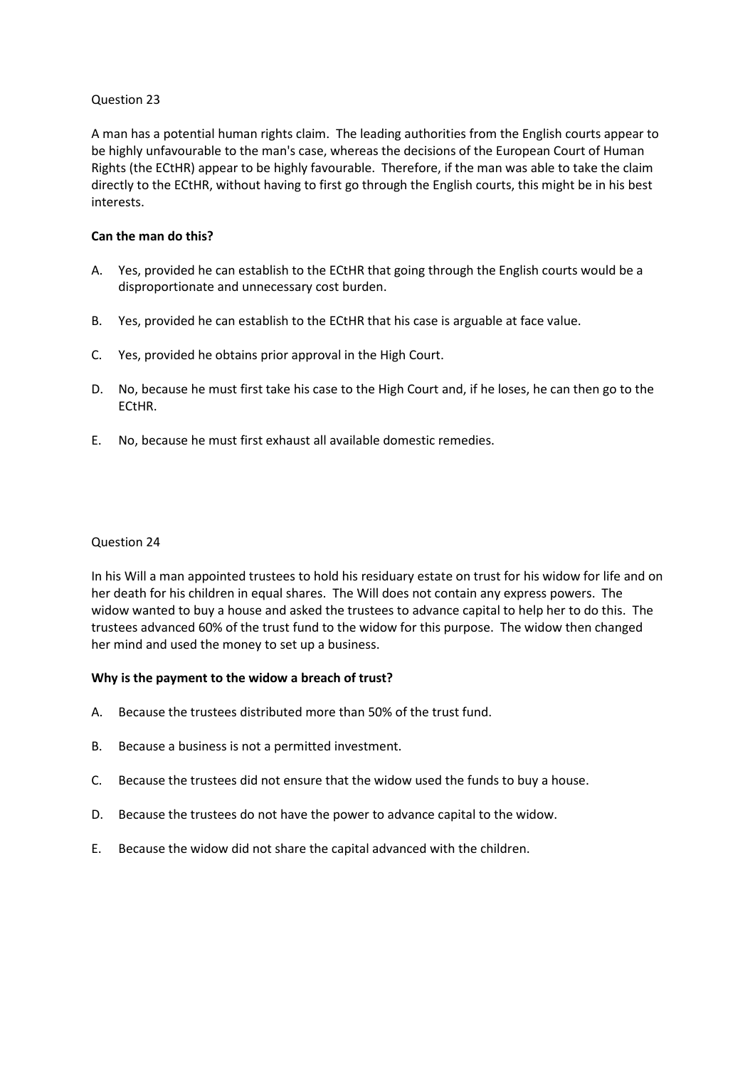Question 23

A man has a potential human rights claim. The leading authorities from the English courts appear to be highly unfavourable to the man's case, whereas the decisions of the European Court of Human Rights (the ECtHR) appear to be highly favourable. Therefore, if the man was able to take the claim directly to the ECtHR, without having to first go through the English courts, this might be in his best interests.

**Can the man do this?**

A. Yes, provided he can establish to the ECtHR that going through the English courts would be a disproportionate and unnecessary cost burden.

B. Yes, provided he can establish to the ECtHR that his case is arguable at face value.

C. Yes, provided he obtains prior approval in the High Court.

D. No, because he must first take his case to the High Court and, if he loses, he can then go to the ECtHR.

E. No, because he must first exhaust all available domestic remedies.

Question 24

In his Will a man appointed trustees to hold his residuary estate on trust for his widow for life and on her death for his children in equal shares. The Will does not contain any express powers. The widow wanted to buy a house and asked the trustees to advance capital to help her to do this. The trustees advanced 60% of the trust fund to the widow for this purpose. The widow then changed her mind and used the money to set up a business.

**Why is the payment to the widow a breach of trust?**

A. Because the trustees distributed more than 50% of the trust fund.

B. Because a business is not a permitted investment.

C. Because the trustees did not ensure that the widow used the funds to buy a house.

D. Because the trustees do not have the power to advance capital to the widow.

E. Because the widow did not share the capital advanced with the children.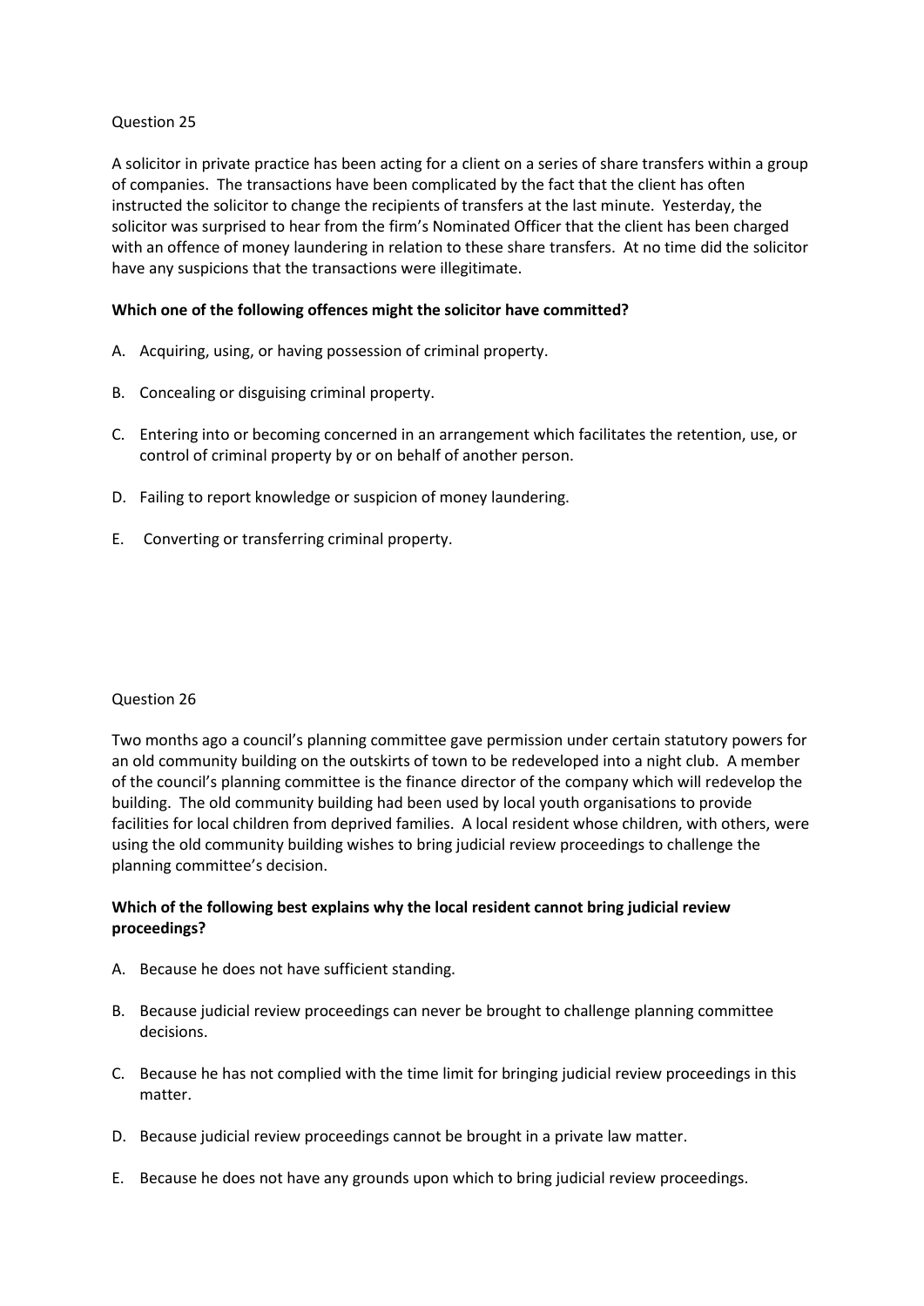Question 25

A solicitor in private practice has been acting for a client on a series of share transfers within a group of companies. The transactions have been complicated by the fact that the client has often instructed the solicitor to change the recipients of transfers at the last minute. Yesterday, the solicitor was surprised to hear from the firm's Nominated Officer that the client has been charged with an offence of money laundering in relation to these share transfers. At no time did the solicitor have any suspicions that the transactions were illegitimate.

**Which one of the following offences might the solicitor have committed?**

A. Acquiring, using, or having possession of criminal property.

B. Concealing or disguising criminal property.

C. Entering into or becoming concerned in an arrangement which facilitates the retention, use, or control of criminal property by or on behalf of another person.

D. Failing to report knowledge or suspicion of money laundering.

E. Converting or transferring criminal property.

Question 26

Two months ago a council's planning committee gave permission under certain statutory powers for an old community building on the outskirts of town to be redeveloped into a night club. A member of the council's planning committee is the finance director of the company which will redevelop the building. The old community building had been used by local youth organisations to provide facilities for local children from deprived families. A local resident whose children, with others, were using the old community building wishes to bring judicial review proceedings to challenge the planning committee's decision.

**Which of the following best explains why the local resident cannot bring judicial review proceedings?**

A. Because he does not have sufficient standing.

B. Because judicial review proceedings can never be brought to challenge planning committee decisions.

C. Because he has not complied with the time limit for bringing judicial review proceedings in this matter.

D. Because judicial review proceedings cannot be brought in a private law matter.

E. Because he does not have any grounds upon which to bring judicial review proceedings.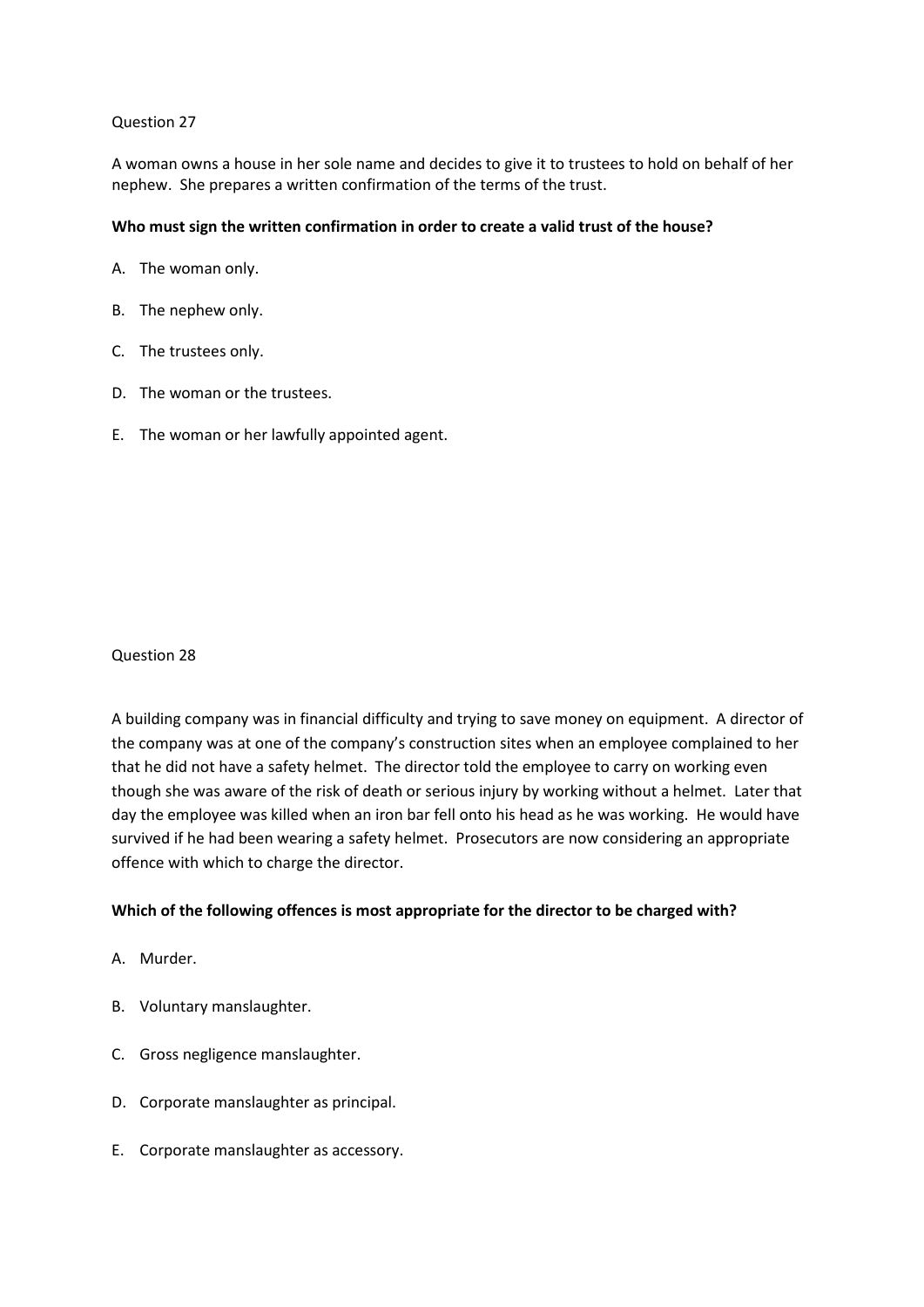Question 27

A woman owns a house in her sole name and decides to give it to trustees to hold on behalf of her nephew. She prepares a written confirmation of the terms of the trust.

**Who must sign the written confirmation in order to create a valid trust of the house?**

A. The woman only.

B. The nephew only.

C. The trustees only.

D. The woman or the trustees.

E. The woman or her lawfully appointed agent.

Question 28

A building company was in financial difficulty and trying to save money on equipment. A director of the company was at one of the company's construction sites when an employee complained to her that he did not have a safety helmet. The director told the employee to carry on working even though she was aware of the risk of death or serious injury by working without a helmet. Later that day the employee was killed when an iron bar fell onto his head as he was working. He would have survived if he had been wearing a safety helmet. Prosecutors are now considering an appropriate offence with which to charge the director.

**Which of the following offences is most appropriate for the director to be charged with?**

A. Murder.

B. Voluntary manslaughter.

C. Gross negligence manslaughter.

D. Corporate manslaughter as principal.

E. Corporate manslaughter as accessory.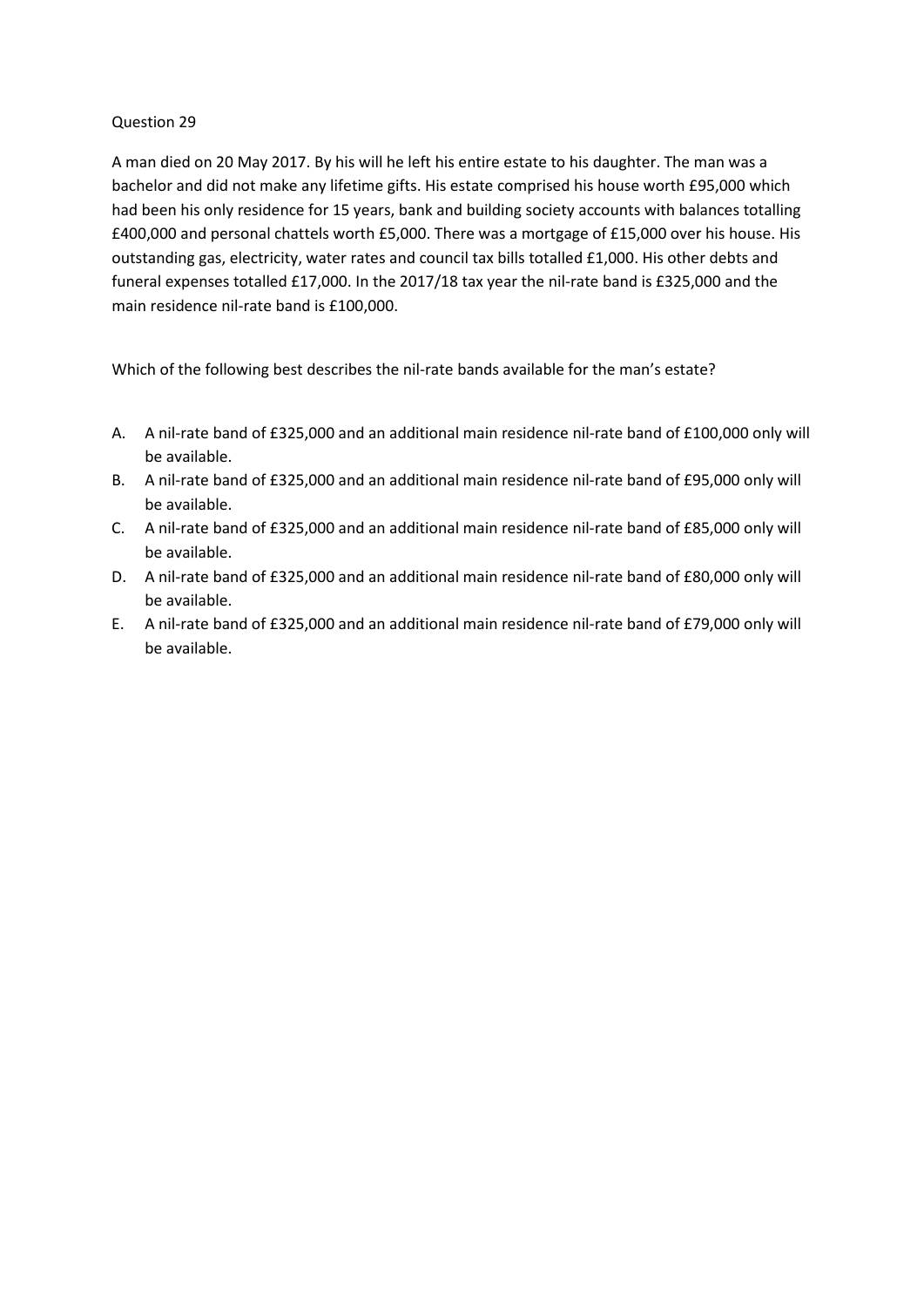Question 29

A man died on 20 May 2017. By his will he left his entire estate to his daughter. The man was a bachelor and did not make any lifetime gifts. His estate comprised his house worth £95,000 which had been his only residence for 15 years, bank and building society accounts with balances totalling £400,000 and personal chattels worth £5,000. There was a mortgage of £15,000 over his house. His outstanding gas, electricity, water rates and council tax bills totalled £1,000. His other debts and funeral expenses totalled £17,000. In the 2017/18 tax year the nil-rate band is £325,000 and the main residence nil-rate band is £100,000.

Which of the following best describes the nil-rate bands available for the man's estate?

A. A nil-rate band of £325,000 and an additional main residence nil-rate band of £100,000 only will be available.
B. A nil-rate band of £325,000 and an additional main residence nil-rate band of £95,000 only will be available.
C. A nil-rate band of £325,000 and an additional main residence nil-rate band of £85,000 only will be available.
D. A nil-rate band of £325,000 and an additional main residence nil-rate band of £80,000 only will be available.
E. A nil-rate band of £325,000 and an additional main residence nil-rate band of £79,000 only will be available.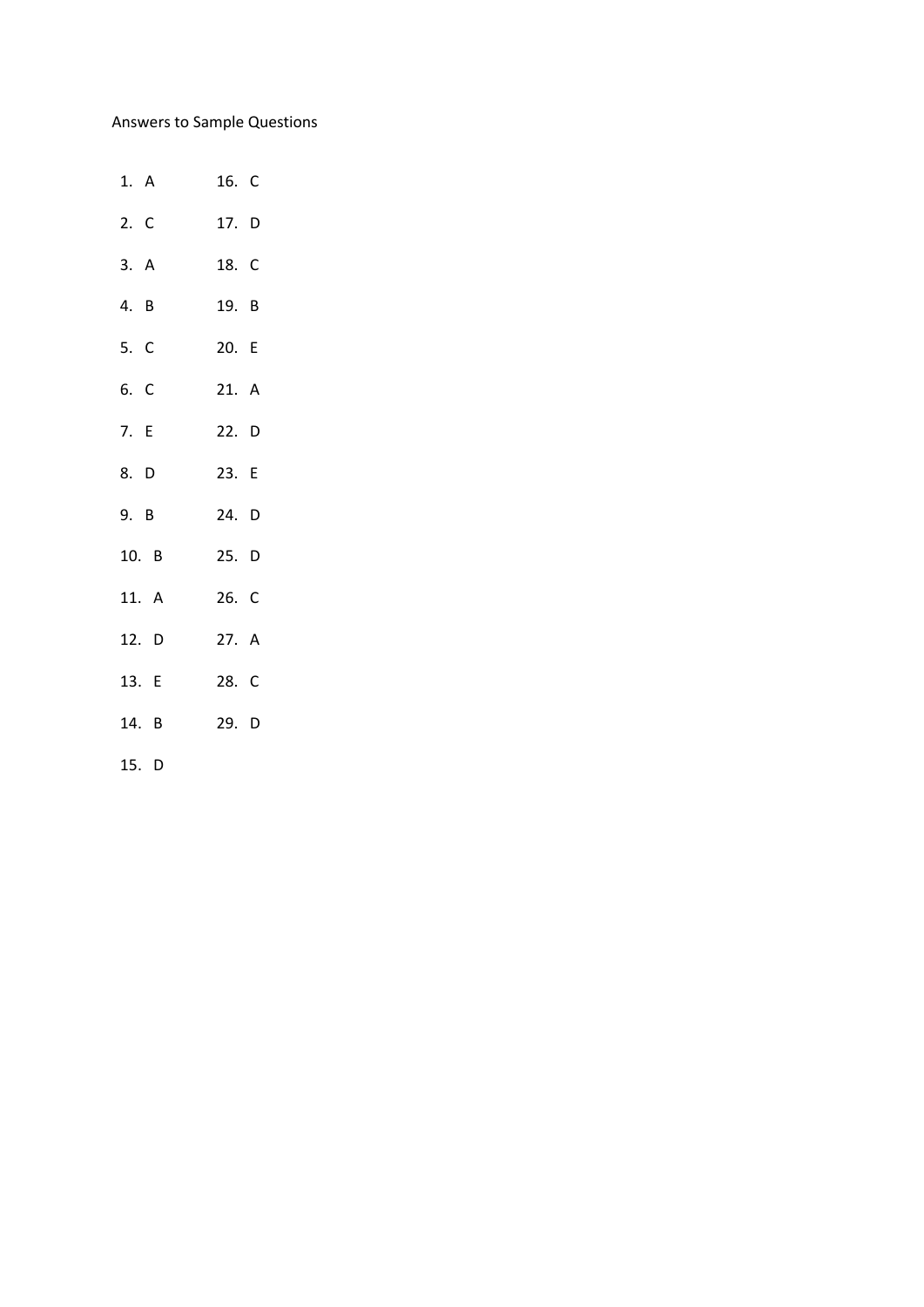Answers to Sample Questions

1. A
2. C
3. A
4. B
5. C
6. C
7. E
8. D
9. B
10. B
11. A
12. D
13. E
14. B
15. D
16. C
17. D
18. C
19. B
20. E
21. A
22. D
23. E
24. D
25. D
26. C
27. A
28. C
29. D